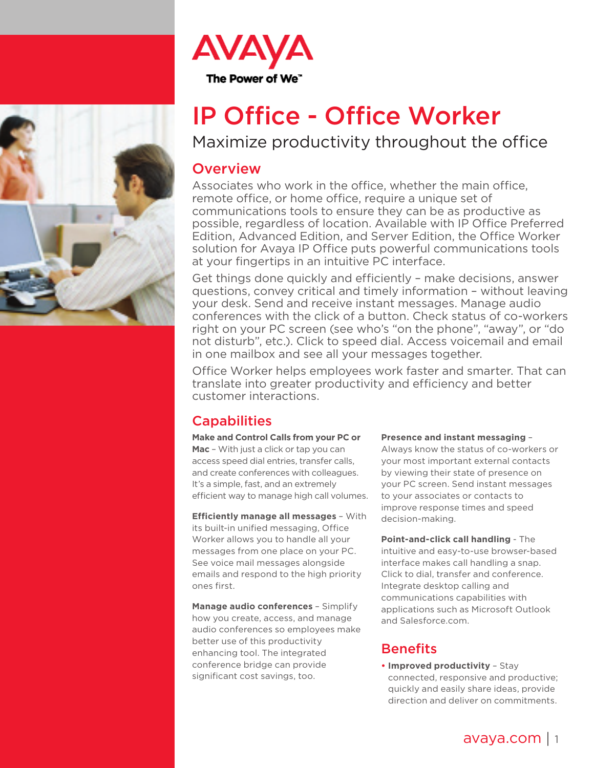AVAYA

The Power of We™

# IP Office - Office Worker

Maximize productivity throughout the office

## Overview

Associates who work in the office, whether the main office, remote office, or home office, require a unique set of communications tools to ensure they can be as productive as possible, regardless of location. Available with IP Office Preferred Edition, Advanced Edition, and Server Edition, the Office Worker solution for Avaya IP Office puts powerful communications tools at your fingertips in an intuitive PC interface.

Get things done quickly and efficiently – make decisions, answer questions, convey critical and timely information – without leaving your desk. Send and receive instant messages. Manage audio conferences with the click of a button. Check status of co-workers right on your PC screen (see who's "on the phone", "away", or "do not disturb", etc.). Click to speed dial. Access voicemail and email in one mailbox and see all your messages together.

Office Worker helps employees work faster and smarter. That can translate into greater productivity and efficiency and better customer interactions.

## Capabilities

**Make and Control Calls from your PC or Mac** – With just a click or tap you can access speed dial entries, transfer calls, and create conferences with colleagues. It's a simple, fast, and an extremely efficient way to manage high call volumes.

**Efficiently manage all messages** – With its built-in unified messaging, Office Worker allows you to handle all your messages from one place on your PC. See voice mail messages alongside emails and respond to the high priority ones first.

**Manage audio conferences** – Simplify how you create, access, and manage audio conferences so employees make better use of this productivity enhancing tool. The integrated conference bridge can provide significant cost savings, too.

**Presence and instant messaging** – Always know the status of co-workers or your most important external contacts by viewing their state of presence on your PC screen. Send instant messages to your associates or contacts to improve response times and speed decision-making.

**Point-and-click call handling** - The intuitive and easy-to-use browser-based interface makes call handling a snap. Click to dial, transfer and conference. Integrate desktop calling and communications capabilities with applications such as Microsoft Outlook and Salesforce.com.

## Benefits

- **Improved productivity** – Stay connected, responsive and productive; quickly and easily share ideas, provide direction and deliver on commitments.

avaya.com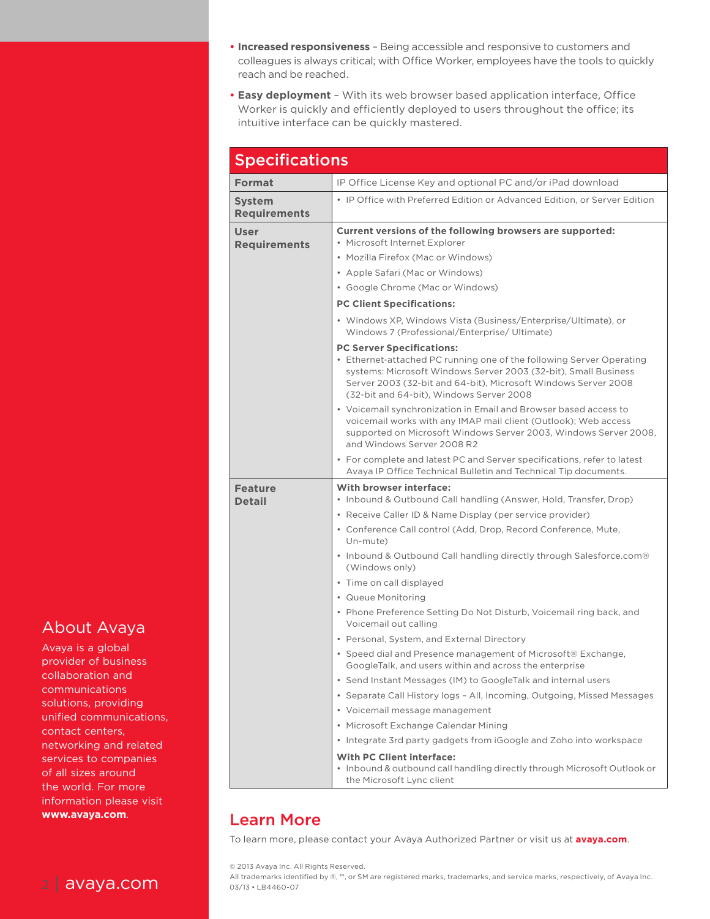- **Increased responsiveness** – Being accessible and responsive to customers and colleagues is always critical; with Office Worker, employees have the tools to quickly reach and be reached.
- **Easy deployment** – With its web browser based application interface, Office Worker is quickly and efficiently deployed to users throughout the office; its intuitive interface can be quickly mastered.

## Specifications

| | |
|---|---|
| **Format** | IP Office License Key and optional PC and/or iPad download |
| **System Requirements** | • IP Office with Preferred Edition or Advanced Edition, or Server Edition |
| **User Requirements** | **Current versions of the following browsers are supported:**<br>• Microsoft Internet Explorer<br>• Mozilla Firefox (Mac or Windows)<br>• Apple Safari (Mac or Windows)<br>• Google Chrome (Mac or Windows)<br>**PC Client Specifications:**<br>• Windows XP, Windows Vista (Business/Enterprise/Ultimate), or Windows 7 (Professional/Enterprise/ Ultimate)<br>**PC Server Specifications:**<br>• Ethernet-attached PC running one of the following Server Operating systems: Microsoft Windows Server 2003 (32-bit), Small Business Server 2003 (32-bit and 64-bit), Microsoft Windows Server 2008 (32-bit and 64-bit), Windows Server 2008<br>• Voicemail synchronization in Email and Browser based access to voicemail works with any IMAP mail client (Outlook); Web access supported on Microsoft Windows Server 2003, Windows Server 2008, and Windows Server 2008 R2<br>• For complete and latest PC and Server specifications, refer to latest Avaya IP Office Technical Bulletin and Technical Tip documents. |
| **Feature Detail** | **With browser interface:**<br>• Inbound & Outbound Call handling (Answer, Hold, Transfer, Drop)<br>• Receive Caller ID & Name Display (per service provider)<br>• Conference Call control (Add, Drop, Record Conference, Mute, Un-mute)<br>• Inbound & Outbound Call handling directly through Salesforce.com® (Windows only)<br>• Time on call displayed<br>• Queue Monitoring<br>• Phone Preference Setting Do Not Disturb, Voicemail ring back, and Voicemail out calling<br>• Personal, System, and External Directory<br>• Speed dial and Presence management of Microsoft® Exchange, GoogleTalk, and users within and across the enterprise<br>• Send Instant Messages (IM) to GoogleTalk and internal users<br>• Separate Call History logs – All, Incoming, Outgoing, Missed Messages<br>• Voicemail message management<br>• Microsoft Exchange Calendar Mining<br>• Integrate 3rd party gadgets from iGoogle and Zoho into workspace<br>**With PC Client interface:**<br>• Inbound & outbound call handling directly through Microsoft Outlook or the Microsoft Lync client |

## About Avaya

Avaya is a global provider of business collaboration and communications solutions, providing unified communications, contact centers, networking and related services to companies of all sizes around the world. For more information please visit **www.avaya.com**.

## Learn More

To learn more, please contact your Avaya Authorized Partner or visit us at **avaya.com**.

© 2013 Avaya Inc. All Rights Reserved.
All trademarks identified by ®, ™, or SM are registered marks, trademarks, and service marks, respectively, of Avaya Inc.
03/13 • LB4460-07